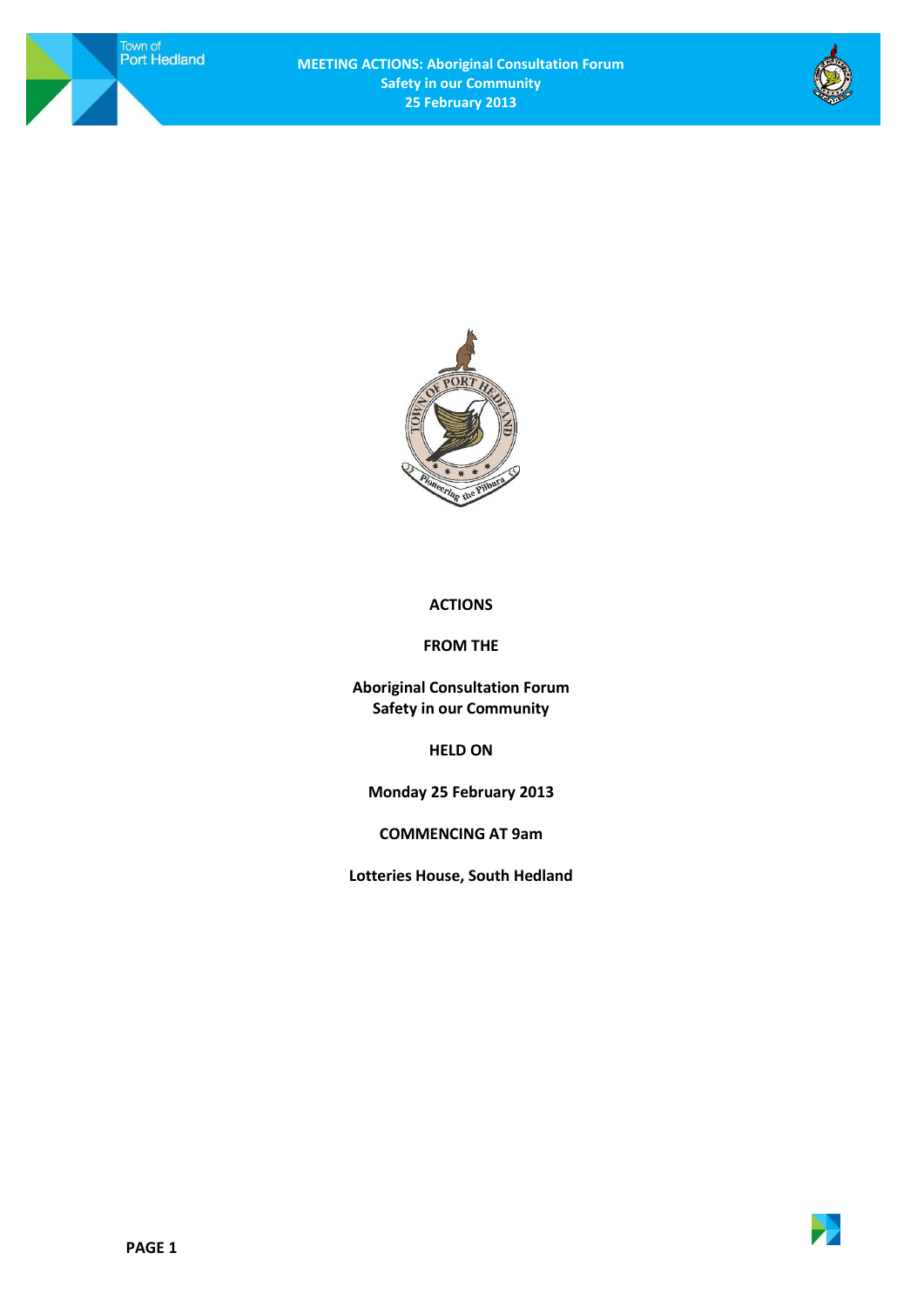**ACTIONS**

**FROM THE**

**Aboriginal Consultation Forum**
**Safety in our Community**

**HELD ON**

**Monday 25 February 2013**

**COMMENCING AT 9am**

**Lotteries House, South Hedland**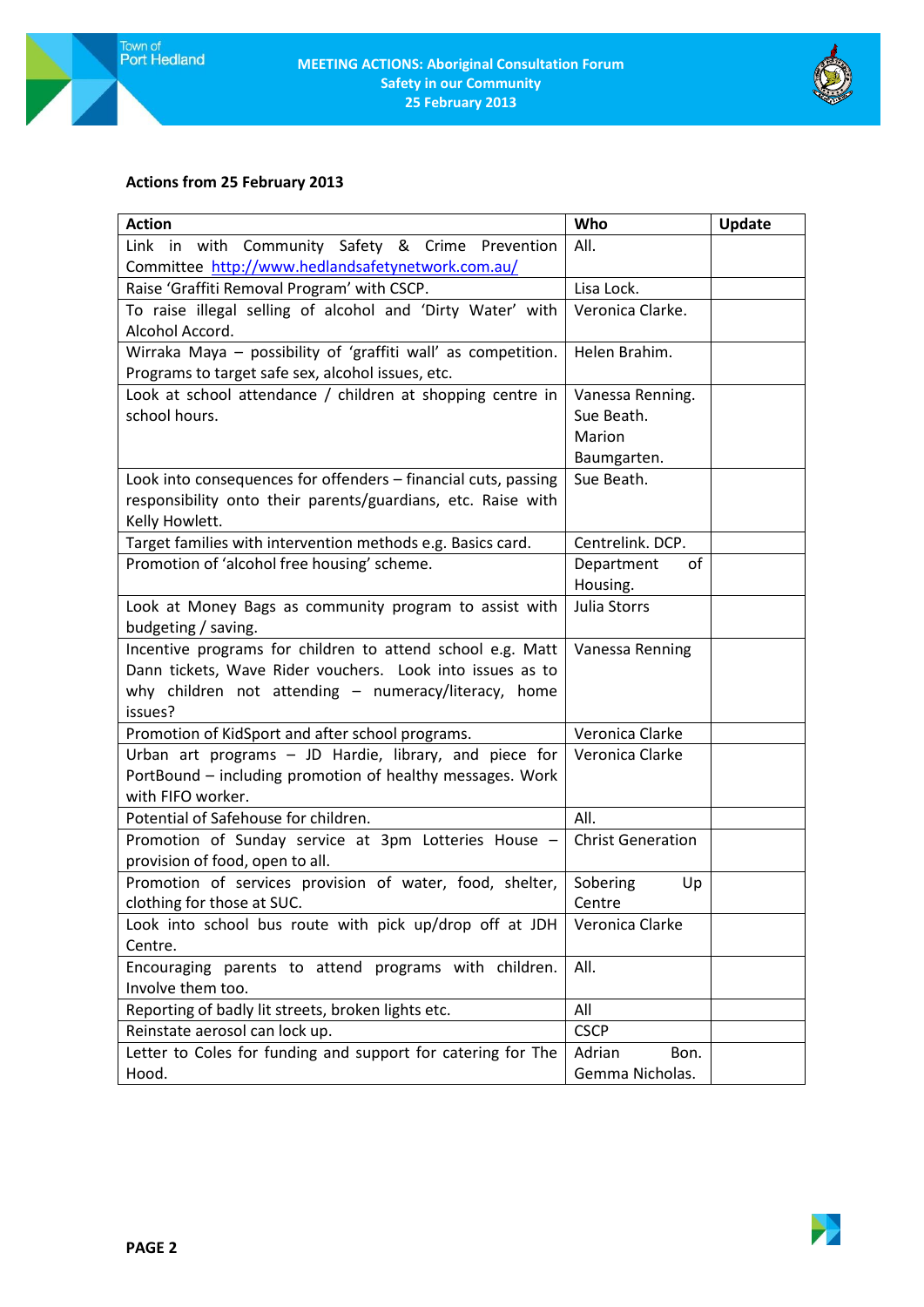### Actions from 25 February 2013

| Action | Who | Update |
|---|---|---|
| Link in with Community Safety & Crime Prevention Committee http://www.hedlandsafetynetwork.com.au/ | All. | |
| Raise 'Graffiti Removal Program' with CSCP. | Lisa Lock. | |
| To raise illegal selling of alcohol and 'Dirty Water' with Alcohol Accord. | Veronica Clarke. | |
| Wirraka Maya – possibility of 'graffiti wall' as competition. Programs to target safe sex, alcohol issues, etc. | Helen Brahim. | |
| Look at school attendance / children at shopping centre in school hours. | Vanessa Renning. Sue Beath. Marion Baumgarten. | |
| Look into consequences for offenders – financial cuts, passing responsibility onto their parents/guardians, etc. Raise with Kelly Howlett. | Sue Beath. | |
| Target families with intervention methods e.g. Basics card. | Centrelink. DCP. | |
| Promotion of 'alcohol free housing' scheme. | Department of Housing. | |
| Look at Money Bags as community program to assist with budgeting / saving. | Julia Storrs | |
| Incentive programs for children to attend school e.g. Matt Dann tickets, Wave Rider vouchers. Look into issues as to why children not attending – numeracy/literacy, home issues? | Vanessa Renning | |
| Promotion of KidSport and after school programs. | Veronica Clarke | |
| Urban art programs – JD Hardie, library, and piece for PortBound – including promotion of healthy messages. Work with FIFO worker. | Veronica Clarke | |
| Potential of Safehouse for children. | All. | |
| Promotion of Sunday service at 3pm Lotteries House – provision of food, open to all. | Christ Generation | |
| Promotion of services provision of water, food, shelter, clothing for those at SUC. | Sobering Up Centre | |
| Look into school bus route with pick up/drop off at JDH Centre. | Veronica Clarke | |
| Encouraging parents to attend programs with children. Involve them too. | All. | |
| Reporting of badly lit streets, broken lights etc. | All | |
| Reinstate aerosol can lock up. | CSCP | |
| Letter to Coles for funding and support for catering for The Hood. | Adrian Bon. Gemma Nicholas. | |